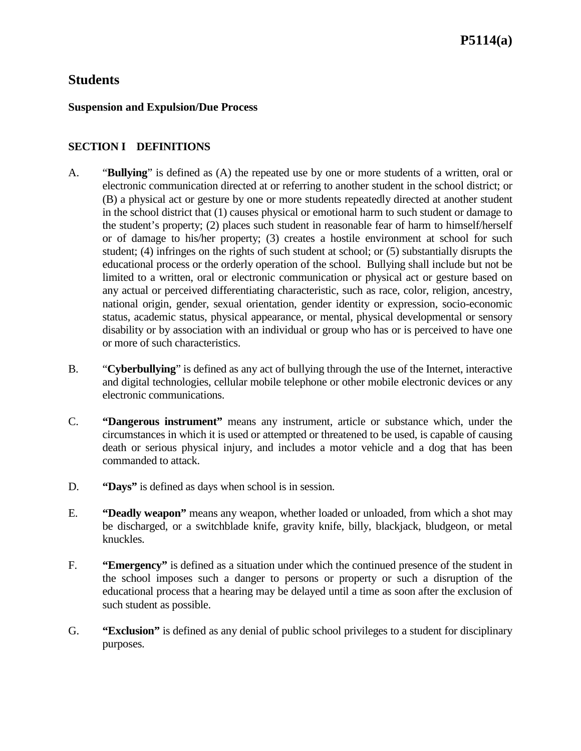# Students

### Suspension and Expulsion/Due Process

## SECTION I DEFINITIONS

A. "**Bullying**" is defined as (A) the repeated use by one or more students of a written, oral or electronic communication directed at or referring to another student in the school district; or (B) a physical act or gesture by one or more students repeatedly directed at another student in the school district that (1) causes physical or emotional harm to such student or damage to the student's property; (2) places such student in reasonable fear of harm to himself/herself or of damage to his/her property; (3) creates a hostile environment at school for such student; (4) infringes on the rights of such student at school; or (5) substantially disrupts the educational process or the orderly operation of the school. Bullying shall include but not be limited to a written, oral or electronic communication or physical act or gesture based on any actual or perceived differentiating characteristic, such as race, color, religion, ancestry, national origin, gender, sexual orientation, gender identity or expression, socio-economic status, academic status, physical appearance, or mental, physical developmental or sensory disability or by association with an individual or group who has or is perceived to have one or more of such characteristics.

B. "**Cyberbullying**" is defined as any act of bullying through the use of the Internet, interactive and digital technologies, cellular mobile telephone or other mobile electronic devices or any electronic communications.

C. **"Dangerous instrument"** means any instrument, article or substance which, under the circumstances in which it is used or attempted or threatened to be used, is capable of causing death or serious physical injury, and includes a motor vehicle and a dog that has been commanded to attack.

D. **"Days"** is defined as days when school is in session.

E. **"Deadly weapon"** means any weapon, whether loaded or unloaded, from which a shot may be discharged, or a switchblade knife, gravity knife, billy, blackjack, bludgeon, or metal knuckles.

F. **"Emergency"** is defined as a situation under which the continued presence of the student in the school imposes such a danger to persons or property or such a disruption of the educational process that a hearing may be delayed until a time as soon after the exclusion of such student as possible.

G. **"Exclusion"** is defined as any denial of public school privileges to a student for disciplinary purposes.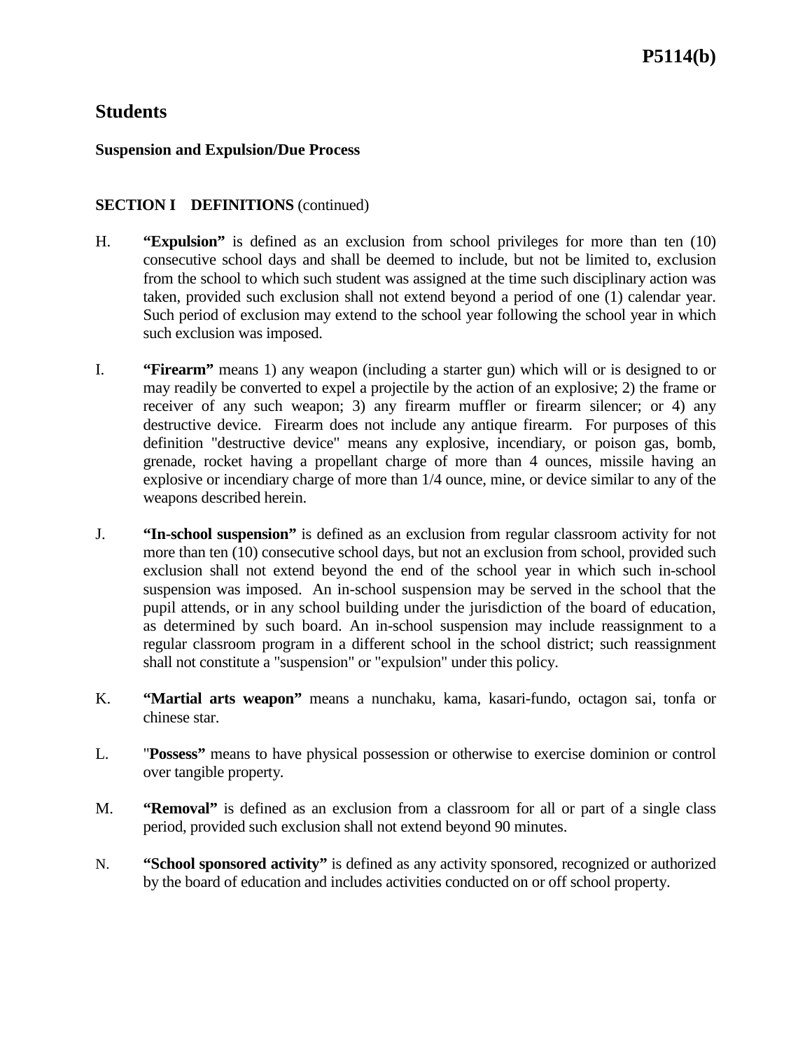## Students

**Suspension and Expulsion/Due Process**

**SECTION I DEFINITIONS** (continued)

H. **"Expulsion"** is defined as an exclusion from school privileges for more than ten (10) consecutive school days and shall be deemed to include, but not be limited to, exclusion from the school to which such student was assigned at the time such disciplinary action was taken, provided such exclusion shall not extend beyond a period of one (1) calendar year. Such period of exclusion may extend to the school year following the school year in which such exclusion was imposed.

I. **"Firearm"** means 1) any weapon (including a starter gun) which will or is designed to or may readily be converted to expel a projectile by the action of an explosive; 2) the frame or receiver of any such weapon; 3) any firearm muffler or firearm silencer; or 4) any destructive device. Firearm does not include any antique firearm. For purposes of this definition "destructive device" means any explosive, incendiary, or poison gas, bomb, grenade, rocket having a propellant charge of more than 4 ounces, missile having an explosive or incendiary charge of more than 1/4 ounce, mine, or device similar to any of the weapons described herein.

J. **"In-school suspension"** is defined as an exclusion from regular classroom activity for not more than ten (10) consecutive school days, but not an exclusion from school, provided such exclusion shall not extend beyond the end of the school year in which such in-school suspension was imposed. An in-school suspension may be served in the school that the pupil attends, or in any school building under the jurisdiction of the board of education, as determined by such board. An in-school suspension may include reassignment to a regular classroom program in a different school in the school district; such reassignment shall not constitute a "suspension" or "expulsion" under this policy.

K. **"Martial arts weapon"** means a nunchaku, kama, kasari-fundo, octagon sai, tonfa or chinese star.

L. "**Possess"** means to have physical possession or otherwise to exercise dominion or control over tangible property.

M. **"Removal"** is defined as an exclusion from a classroom for all or part of a single class period, provided such exclusion shall not extend beyond 90 minutes.

N. **"School sponsored activity"** is defined as any activity sponsored, recognized or authorized by the board of education and includes activities conducted on or off school property.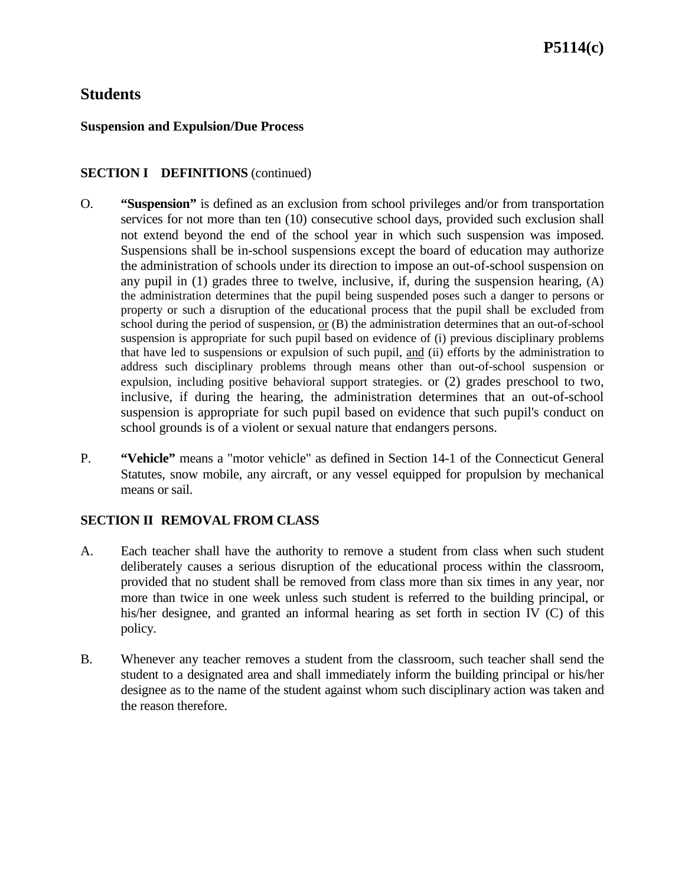## Students

### Suspension and Expulsion/Due Process

**SECTION I DEFINITIONS** (continued)

O. **"Suspension"** is defined as an exclusion from school privileges and/or from transportation services for not more than ten (10) consecutive school days, provided such exclusion shall not extend beyond the end of the school year in which such suspension was imposed. Suspensions shall be in-school suspensions except the board of education may authorize the administration of schools under its direction to impose an out-of-school suspension on any pupil in (1) grades three to twelve, inclusive, if, during the suspension hearing, (A) the administration determines that the pupil being suspended poses such a danger to persons or property or such a disruption of the educational process that the pupil shall be excluded from school during the period of suspension, or (B) the administration determines that an out-of-school suspension is appropriate for such pupil based on evidence of (i) previous disciplinary problems that have led to suspensions or expulsion of such pupil, and (ii) efforts by the administration to address such disciplinary problems through means other than out-of-school suspension or expulsion, including positive behavioral support strategies. or (2) grades preschool to two, inclusive, if during the hearing, the administration determines that an out-of-school suspension is appropriate for such pupil based on evidence that such pupil's conduct on school grounds is of a violent or sexual nature that endangers persons.

P. **"Vehicle"** means a "motor vehicle" as defined in Section 14-1 of the Connecticut General Statutes, snow mobile, any aircraft, or any vessel equipped for propulsion by mechanical means or sail.

**SECTION II REMOVAL FROM CLASS**

A. Each teacher shall have the authority to remove a student from class when such student deliberately causes a serious disruption of the educational process within the classroom, provided that no student shall be removed from class more than six times in any year, nor more than twice in one week unless such student is referred to the building principal, or his/her designee, and granted an informal hearing as set forth in section IV (C) of this policy.

B. Whenever any teacher removes a student from the classroom, such teacher shall send the student to a designated area and shall immediately inform the building principal or his/her designee as to the name of the student against whom such disciplinary action was taken and the reason therefore.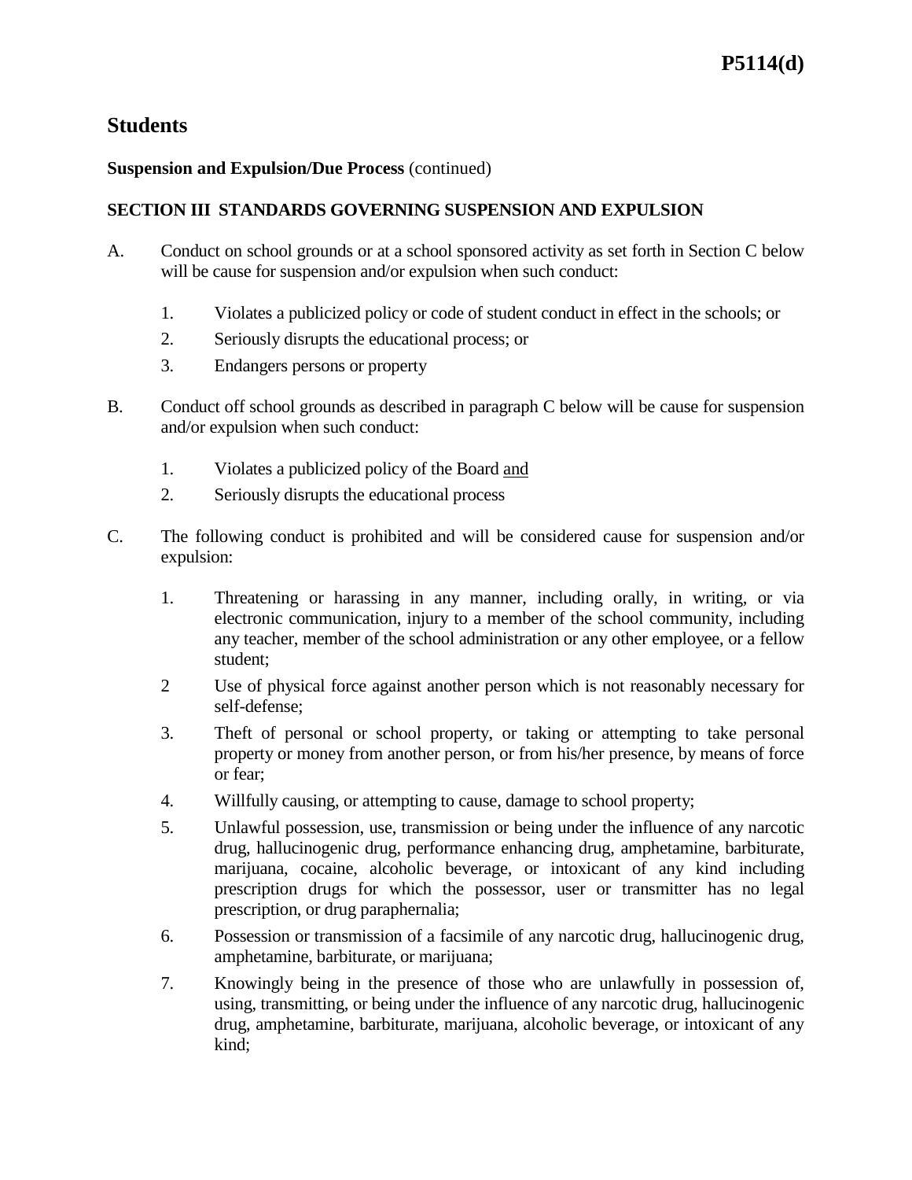# Students

**Suspension and Expulsion/Due Process** (continued)

**SECTION III STANDARDS GOVERNING SUSPENSION AND EXPULSION**

A. Conduct on school grounds or at a school sponsored activity as set forth in Section C below will be cause for suspension and/or expulsion when such conduct:

1. Violates a publicized policy or code of student conduct in effect in the schools; or
2. Seriously disrupts the educational process; or
3. Endangers persons or property

B. Conduct off school grounds as described in paragraph C below will be cause for suspension and/or expulsion when such conduct:

1. Violates a publicized policy of the Board <u>and</u>
2. Seriously disrupts the educational process

C. The following conduct is prohibited and will be considered cause for suspension and/or expulsion:

1. Threatening or harassing in any manner, including orally, in writing, or via electronic communication, injury to a member of the school community, including any teacher, member of the school administration or any other employee, or a fellow student;
2 Use of physical force against another person which is not reasonably necessary for self-defense;
3. Theft of personal or school property, or taking or attempting to take personal property or money from another person, or from his/her presence, by means of force or fear;
4. Willfully causing, or attempting to cause, damage to school property;
5. Unlawful possession, use, transmission or being under the influence of any narcotic drug, hallucinogenic drug, performance enhancing drug, amphetamine, barbiturate, marijuana, cocaine, alcoholic beverage, or intoxicant of any kind including prescription drugs for which the possessor, user or transmitter has no legal prescription, or drug paraphernalia;
6. Possession or transmission of a facsimile of any narcotic drug, hallucinogenic drug, amphetamine, barbiturate, or marijuana;
7. Knowingly being in the presence of those who are unlawfully in possession of, using, transmitting, or being under the influence of any narcotic drug, hallucinogenic drug, amphetamine, barbiturate, marijuana, alcoholic beverage, or intoxicant of any kind;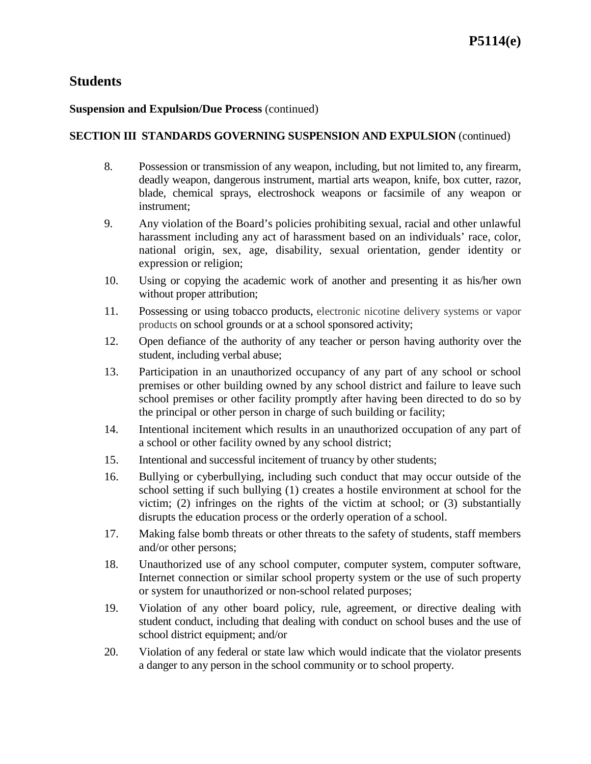## Students

**Suspension and Expulsion/Due Process** (continued)

**SECTION III STANDARDS GOVERNING SUSPENSION AND EXPULSION** (continued)

8. Possession or transmission of any weapon, including, but not limited to, any firearm, deadly weapon, dangerous instrument, martial arts weapon, knife, box cutter, razor, blade, chemical sprays, electroshock weapons or facsimile of any weapon or instrument;
9. Any violation of the Board's policies prohibiting sexual, racial and other unlawful harassment including any act of harassment based on an individuals' race, color, national origin, sex, age, disability, sexual orientation, gender identity or expression or religion;
10. Using or copying the academic work of another and presenting it as his/her own without proper attribution;
11. Possessing or using tobacco products, electronic nicotine delivery systems or vapor products on school grounds or at a school sponsored activity;
12. Open defiance of the authority of any teacher or person having authority over the student, including verbal abuse;
13. Participation in an unauthorized occupancy of any part of any school or school premises or other building owned by any school district and failure to leave such school premises or other facility promptly after having been directed to do so by the principal or other person in charge of such building or facility;
14. Intentional incitement which results in an unauthorized occupation of any part of a school or other facility owned by any school district;
15. Intentional and successful incitement of truancy by other students;
16. Bullying or cyberbullying, including such conduct that may occur outside of the school setting if such bullying (1) creates a hostile environment at school for the victim; (2) infringes on the rights of the victim at school; or (3) substantially disrupts the education process or the orderly operation of a school.
17. Making false bomb threats or other threats to the safety of students, staff members and/or other persons;
18. Unauthorized use of any school computer, computer system, computer software, Internet connection or similar school property system or the use of such property or system for unauthorized or non-school related purposes;
19. Violation of any other board policy, rule, agreement, or directive dealing with student conduct, including that dealing with conduct on school buses and the use of school district equipment; and/or
20. Violation of any federal or state law which would indicate that the violator presents a danger to any person in the school community or to school property.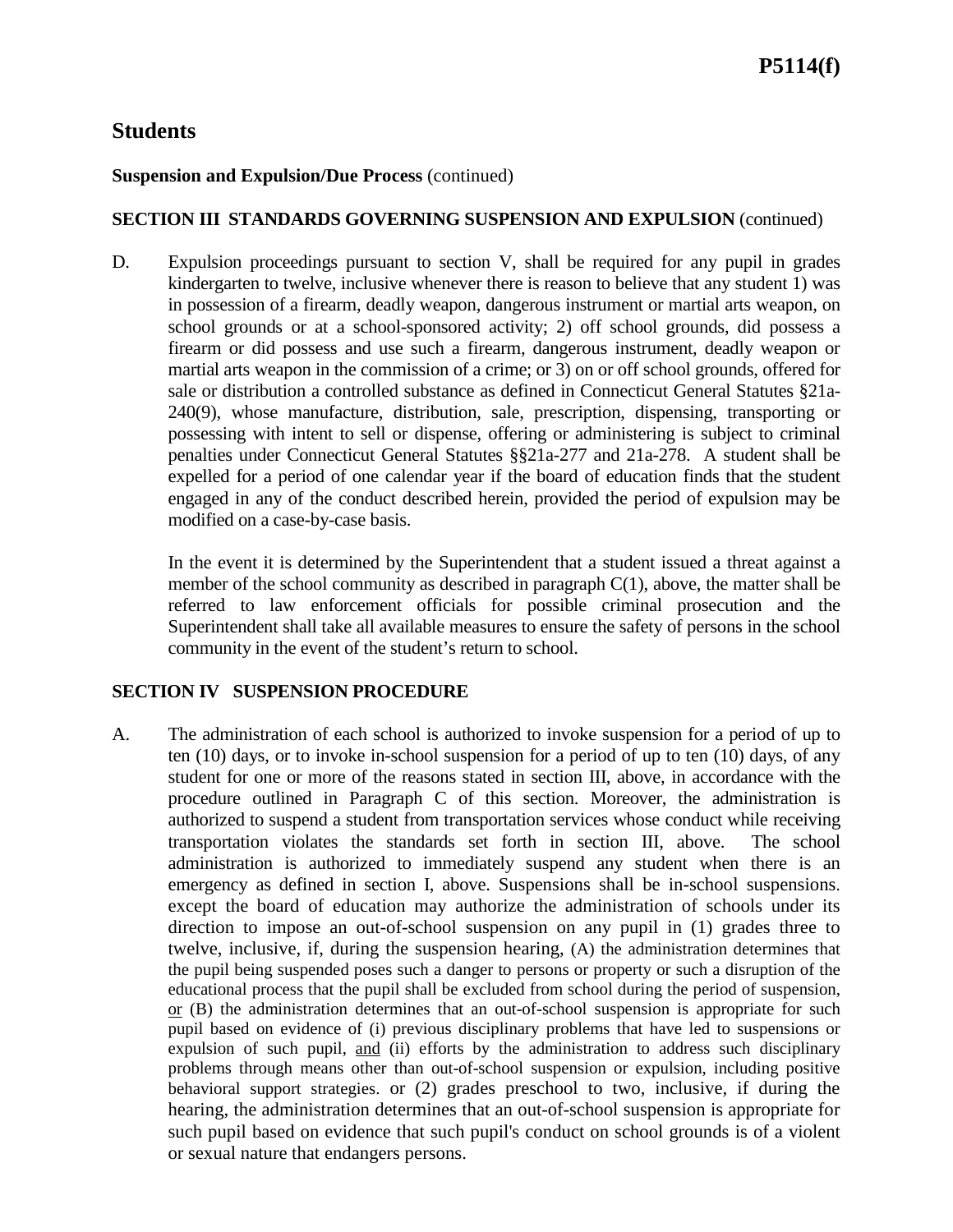## Students

**Suspension and Expulsion/Due Process** (continued)

**SECTION III STANDARDS GOVERNING SUSPENSION AND EXPULSION** (continued)

D. Expulsion proceedings pursuant to section V, shall be required for any pupil in grades kindergarten to twelve, inclusive whenever there is reason to believe that any student 1) was in possession of a firearm, deadly weapon, dangerous instrument or martial arts weapon, on school grounds or at a school-sponsored activity; 2) off school grounds, did possess a firearm or did possess and use such a firearm, dangerous instrument, deadly weapon or martial arts weapon in the commission of a crime; or 3) on or off school grounds, offered for sale or distribution a controlled substance as defined in Connecticut General Statutes §21a-240(9), whose manufacture, distribution, sale, prescription, dispensing, transporting or possessing with intent to sell or dispense, offering or administering is subject to criminal penalties under Connecticut General Statutes §§21a-277 and 21a-278. A student shall be expelled for a period of one calendar year if the board of education finds that the student engaged in any of the conduct described herein, provided the period of expulsion may be modified on a case-by-case basis.

   In the event it is determined by the Superintendent that a student issued a threat against a member of the school community as described in paragraph C(1), above, the matter shall be referred to law enforcement officials for possible criminal prosecution and the Superintendent shall take all available measures to ensure the safety of persons in the school community in the event of the student's return to school.

**SECTION IV SUSPENSION PROCEDURE**

A. The administration of each school is authorized to invoke suspension for a period of up to ten (10) days, or to invoke in-school suspension for a period of up to ten (10) days, of any student for one or more of the reasons stated in section III, above, in accordance with the procedure outlined in Paragraph C of this section. Moreover, the administration is authorized to suspend a student from transportation services whose conduct while receiving transportation violates the standards set forth in section III, above. The school administration is authorized to immediately suspend any student when there is an emergency as defined in section I, above. Suspensions shall be in-school suspensions. except the board of education may authorize the administration of schools under its direction to impose an out-of-school suspension on any pupil in (1) grades three to twelve, inclusive, if, during the suspension hearing, (A) the administration determines that the pupil being suspended poses such a danger to persons or property or such a disruption of the educational process that the pupil shall be excluded from school during the period of suspension, <u>or</u> (B) the administration determines that an out-of-school suspension is appropriate for such pupil based on evidence of (i) previous disciplinary problems that have led to suspensions or expulsion of such pupil, <u>and</u> (ii) efforts by the administration to address such disciplinary problems through means other than out-of-school suspension or expulsion, including positive behavioral support strategies. or (2) grades preschool to two, inclusive, if during the hearing, the administration determines that an out-of-school suspension is appropriate for such pupil based on evidence that such pupil's conduct on school grounds is of a violent or sexual nature that endangers persons.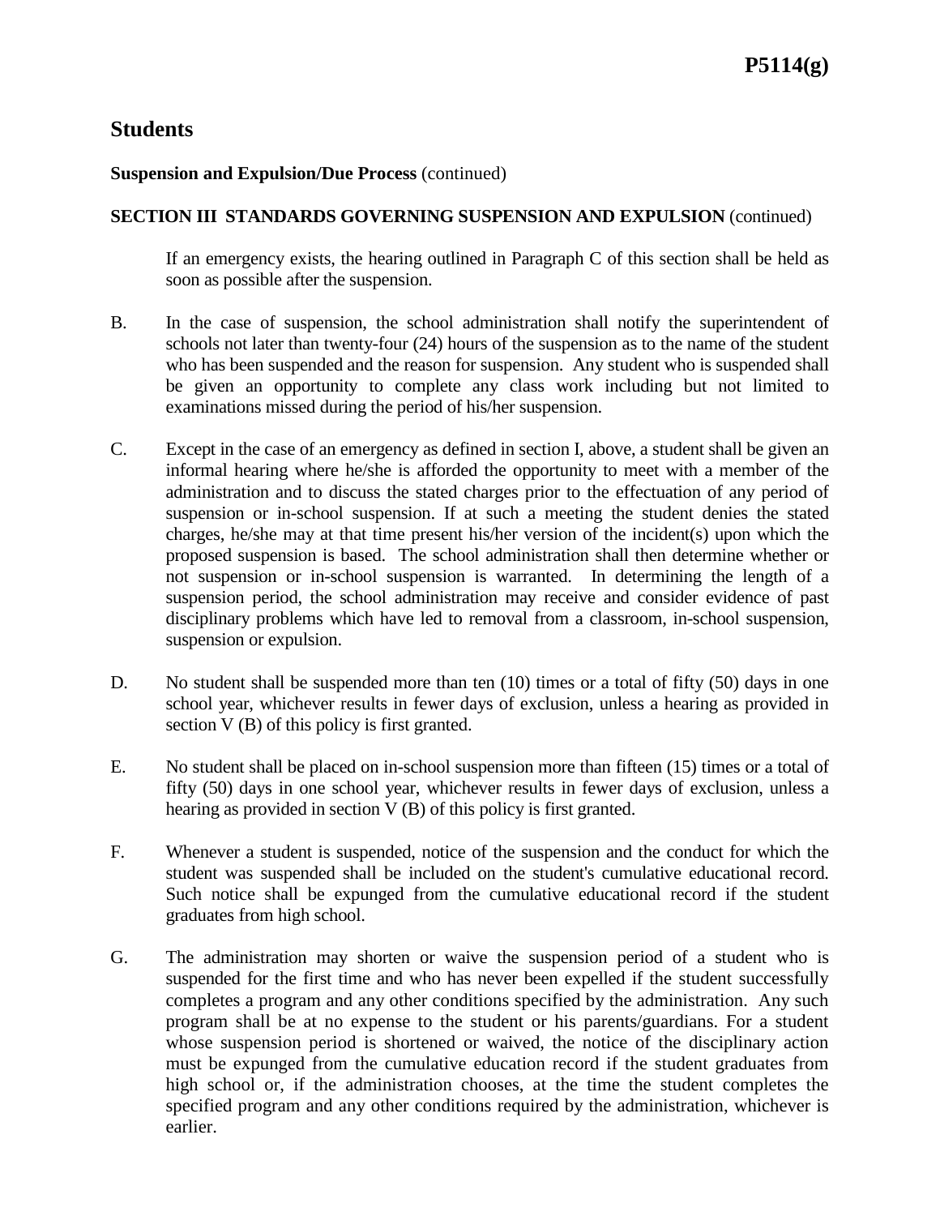# Students

**Suspension and Expulsion/Due Process** (continued)

**SECTION III STANDARDS GOVERNING SUSPENSION AND EXPULSION** (continued)

If an emergency exists, the hearing outlined in Paragraph C of this section shall be held as soon as possible after the suspension.

B. In the case of suspension, the school administration shall notify the superintendent of schools not later than twenty-four (24) hours of the suspension as to the name of the student who has been suspended and the reason for suspension. Any student who is suspended shall be given an opportunity to complete any class work including but not limited to examinations missed during the period of his/her suspension.

C. Except in the case of an emergency as defined in section I, above, a student shall be given an informal hearing where he/she is afforded the opportunity to meet with a member of the administration and to discuss the stated charges prior to the effectuation of any period of suspension or in-school suspension. If at such a meeting the student denies the stated charges, he/she may at that time present his/her version of the incident(s) upon which the proposed suspension is based. The school administration shall then determine whether or not suspension or in-school suspension is warranted. In determining the length of a suspension period, the school administration may receive and consider evidence of past disciplinary problems which have led to removal from a classroom, in-school suspension, suspension or expulsion.

D. No student shall be suspended more than ten (10) times or a total of fifty (50) days in one school year, whichever results in fewer days of exclusion, unless a hearing as provided in section V (B) of this policy is first granted.

E. No student shall be placed on in-school suspension more than fifteen (15) times or a total of fifty (50) days in one school year, whichever results in fewer days of exclusion, unless a hearing as provided in section V (B) of this policy is first granted.

F. Whenever a student is suspended, notice of the suspension and the conduct for which the student was suspended shall be included on the student's cumulative educational record. Such notice shall be expunged from the cumulative educational record if the student graduates from high school.

G. The administration may shorten or waive the suspension period of a student who is suspended for the first time and who has never been expelled if the student successfully completes a program and any other conditions specified by the administration. Any such program shall be at no expense to the student or his parents/guardians. For a student whose suspension period is shortened or waived, the notice of the disciplinary action must be expunged from the cumulative education record if the student graduates from high school or, if the administration chooses, at the time the student completes the specified program and any other conditions required by the administration, whichever is earlier.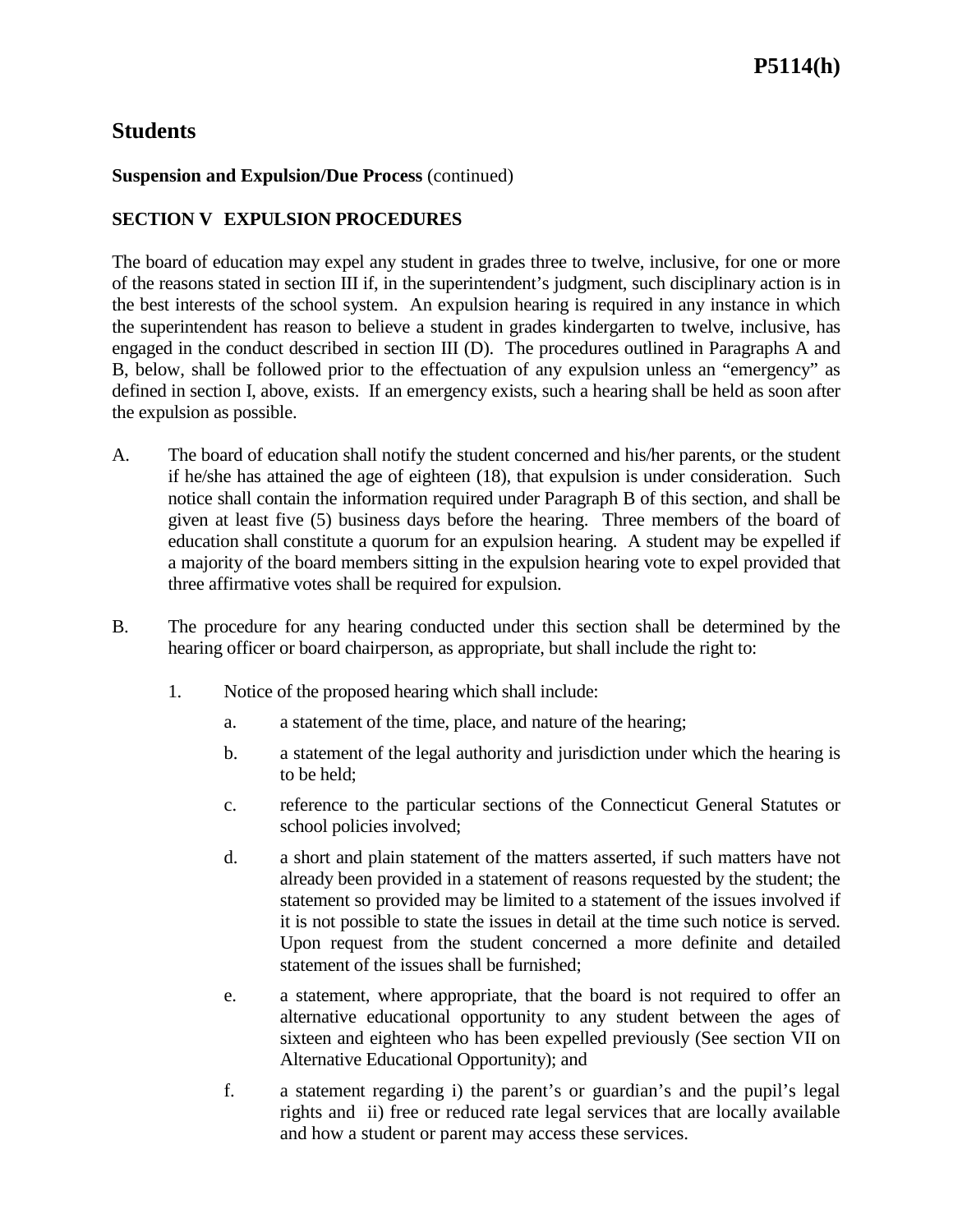## Students

**Suspension and Expulsion/Due Process** (continued)

**SECTION V EXPULSION PROCEDURES**

The board of education may expel any student in grades three to twelve, inclusive, for one or more of the reasons stated in section III if, in the superintendent's judgment, such disciplinary action is in the best interests of the school system. An expulsion hearing is required in any instance in which the superintendent has reason to believe a student in grades kindergarten to twelve, inclusive, has engaged in the conduct described in section III (D). The procedures outlined in Paragraphs A and B, below, shall be followed prior to the effectuation of any expulsion unless an "emergency" as defined in section I, above, exists. If an emergency exists, such a hearing shall be held as soon after the expulsion as possible.

A. The board of education shall notify the student concerned and his/her parents, or the student if he/she has attained the age of eighteen (18), that expulsion is under consideration. Such notice shall contain the information required under Paragraph B of this section, and shall be given at least five (5) business days before the hearing. Three members of the board of education shall constitute a quorum for an expulsion hearing. A student may be expelled if a majority of the board members sitting in the expulsion hearing vote to expel provided that three affirmative votes shall be required for expulsion.

B. The procedure for any hearing conducted under this section shall be determined by the hearing officer or board chairperson, as appropriate, but shall include the right to:

   1. Notice of the proposed hearing which shall include:

      a. a statement of the time, place, and nature of the hearing;

      b. a statement of the legal authority and jurisdiction under which the hearing is to be held;

      c. reference to the particular sections of the Connecticut General Statutes or school policies involved;

      d. a short and plain statement of the matters asserted, if such matters have not already been provided in a statement of reasons requested by the student; the statement so provided may be limited to a statement of the issues involved if it is not possible to state the issues in detail at the time such notice is served. Upon request from the student concerned a more definite and detailed statement of the issues shall be furnished;

      e. a statement, where appropriate, that the board is not required to offer an alternative educational opportunity to any student between the ages of sixteen and eighteen who has been expelled previously (See section VII on Alternative Educational Opportunity); and

      f. a statement regarding i) the parent's or guardian's and the pupil's legal rights and ii) free or reduced rate legal services that are locally available and how a student or parent may access these services.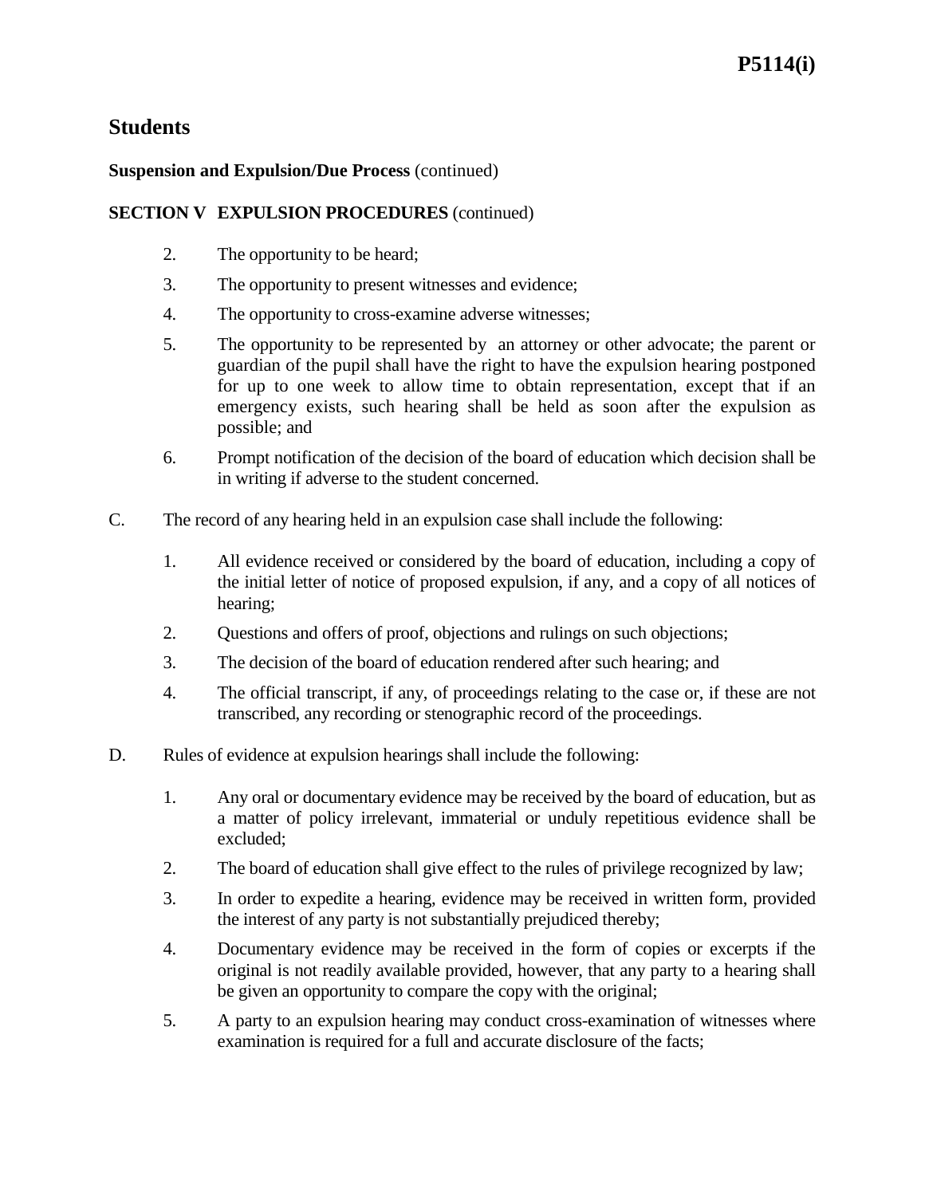## Students

**Suspension and Expulsion/Due Process** (continued)

**SECTION V EXPULSION PROCEDURES** (continued)

2. The opportunity to be heard;
3. The opportunity to present witnesses and evidence;
4. The opportunity to cross-examine adverse witnesses;
5. The opportunity to be represented by an attorney or other advocate; the parent or guardian of the pupil shall have the right to have the expulsion hearing postponed for up to one week to allow time to obtain representation, except that if an emergency exists, such hearing shall be held as soon after the expulsion as possible; and
6. Prompt notification of the decision of the board of education which decision shall be in writing if adverse to the student concerned.

C. The record of any hearing held in an expulsion case shall include the following:

1. All evidence received or considered by the board of education, including a copy of the initial letter of notice of proposed expulsion, if any, and a copy of all notices of hearing;
2. Questions and offers of proof, objections and rulings on such objections;
3. The decision of the board of education rendered after such hearing; and
4. The official transcript, if any, of proceedings relating to the case or, if these are not transcribed, any recording or stenographic record of the proceedings.

D. Rules of evidence at expulsion hearings shall include the following:

1. Any oral or documentary evidence may be received by the board of education, but as a matter of policy irrelevant, immaterial or unduly repetitious evidence shall be excluded;
2. The board of education shall give effect to the rules of privilege recognized by law;
3. In order to expedite a hearing, evidence may be received in written form, provided the interest of any party is not substantially prejudiced thereby;
4. Documentary evidence may be received in the form of copies or excerpts if the original is not readily available provided, however, that any party to a hearing shall be given an opportunity to compare the copy with the original;
5. A party to an expulsion hearing may conduct cross-examination of witnesses where examination is required for a full and accurate disclosure of the facts;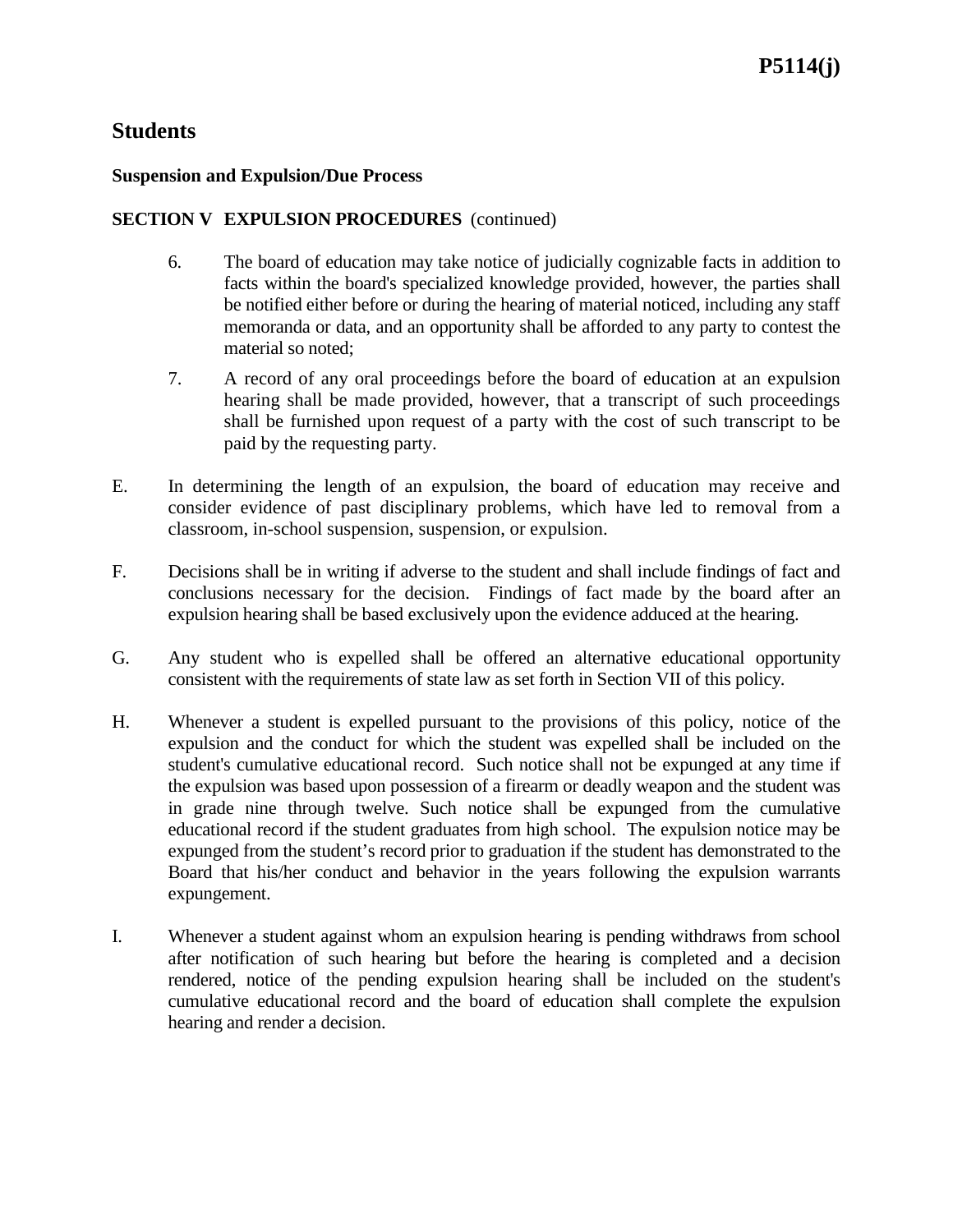## Students

**Suspension and Expulsion/Due Process**

**SECTION V EXPULSION PROCEDURES** (continued)

6. The board of education may take notice of judicially cognizable facts in addition to facts within the board's specialized knowledge provided, however, the parties shall be notified either before or during the hearing of material noticed, including any staff memoranda or data, and an opportunity shall be afforded to any party to contest the material so noted;
7. A record of any oral proceedings before the board of education at an expulsion hearing shall be made provided, however, that a transcript of such proceedings shall be furnished upon request of a party with the cost of such transcript to be paid by the requesting party.

E. In determining the length of an expulsion, the board of education may receive and consider evidence of past disciplinary problems, which have led to removal from a classroom, in-school suspension, suspension, or expulsion.

F. Decisions shall be in writing if adverse to the student and shall include findings of fact and conclusions necessary for the decision. Findings of fact made by the board after an expulsion hearing shall be based exclusively upon the evidence adduced at the hearing.

G. Any student who is expelled shall be offered an alternative educational opportunity consistent with the requirements of state law as set forth in Section VII of this policy.

H. Whenever a student is expelled pursuant to the provisions of this policy, notice of the expulsion and the conduct for which the student was expelled shall be included on the student's cumulative educational record. Such notice shall not be expunged at any time if the expulsion was based upon possession of a firearm or deadly weapon and the student was in grade nine through twelve. Such notice shall be expunged from the cumulative educational record if the student graduates from high school. The expulsion notice may be expunged from the student's record prior to graduation if the student has demonstrated to the Board that his/her conduct and behavior in the years following the expulsion warrants expungement.

I. Whenever a student against whom an expulsion hearing is pending withdraws from school after notification of such hearing but before the hearing is completed and a decision rendered, notice of the pending expulsion hearing shall be included on the student's cumulative educational record and the board of education shall complete the expulsion hearing and render a decision.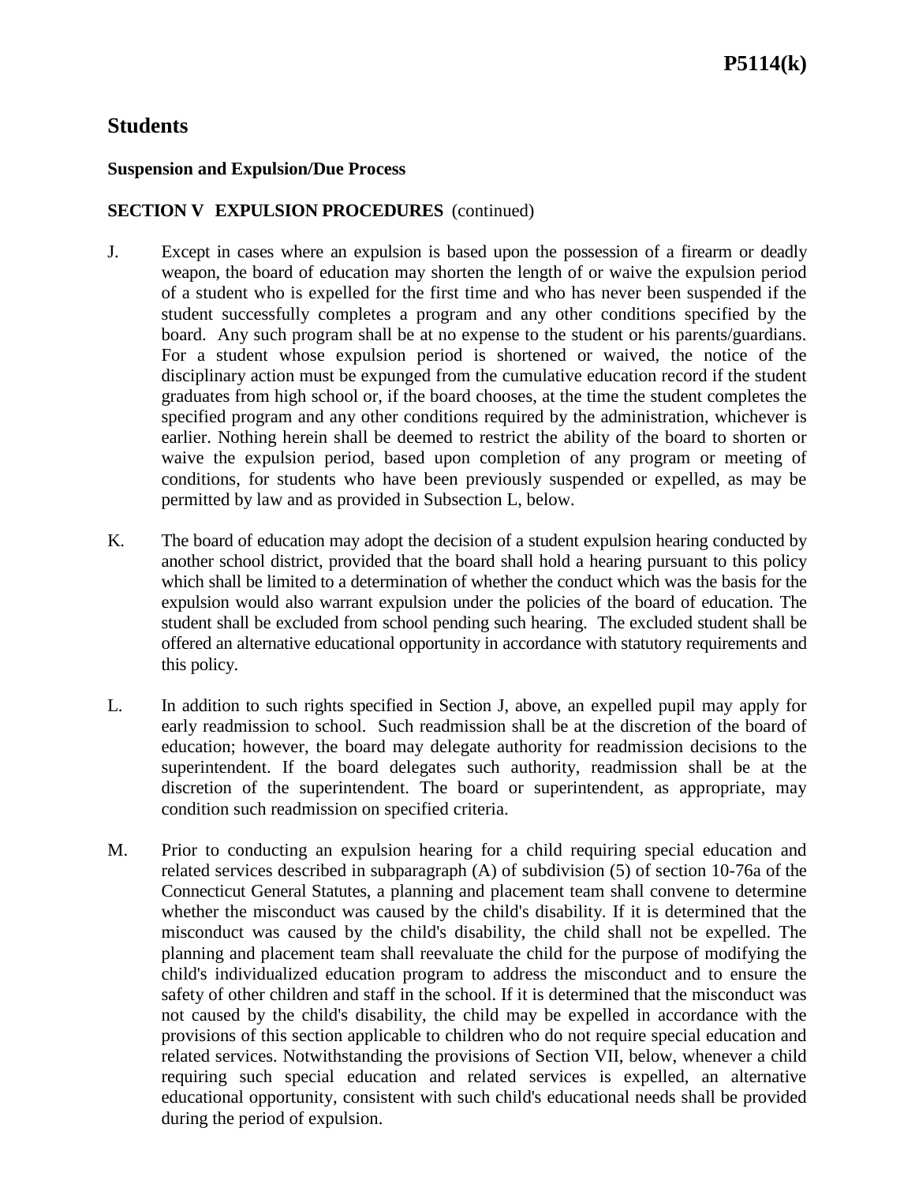## Students

### Suspension and Expulsion/Due Process

**SECTION V EXPULSION PROCEDURES** (continued)

J. Except in cases where an expulsion is based upon the possession of a firearm or deadly weapon, the board of education may shorten the length of or waive the expulsion period of a student who is expelled for the first time and who has never been suspended if the student successfully completes a program and any other conditions specified by the board. Any such program shall be at no expense to the student or his parents/guardians. For a student whose expulsion period is shortened or waived, the notice of the disciplinary action must be expunged from the cumulative education record if the student graduates from high school or, if the board chooses, at the time the student completes the specified program and any other conditions required by the administration, whichever is earlier. Nothing herein shall be deemed to restrict the ability of the board to shorten or waive the expulsion period, based upon completion of any program or meeting of conditions, for students who have been previously suspended or expelled, as may be permitted by law and as provided in Subsection L, below.

K. The board of education may adopt the decision of a student expulsion hearing conducted by another school district, provided that the board shall hold a hearing pursuant to this policy which shall be limited to a determination of whether the conduct which was the basis for the expulsion would also warrant expulsion under the policies of the board of education. The student shall be excluded from school pending such hearing. The excluded student shall be offered an alternative educational opportunity in accordance with statutory requirements and this policy.

L. In addition to such rights specified in Section J, above, an expelled pupil may apply for early readmission to school. Such readmission shall be at the discretion of the board of education; however, the board may delegate authority for readmission decisions to the superintendent. If the board delegates such authority, readmission shall be at the discretion of the superintendent. The board or superintendent, as appropriate, may condition such readmission on specified criteria.

M. Prior to conducting an expulsion hearing for a child requiring special education and related services described in subparagraph (A) of subdivision (5) of section 10-76a of the Connecticut General Statutes, a planning and placement team shall convene to determine whether the misconduct was caused by the child's disability. If it is determined that the misconduct was caused by the child's disability, the child shall not be expelled. The planning and placement team shall reevaluate the child for the purpose of modifying the child's individualized education program to address the misconduct and to ensure the safety of other children and staff in the school. If it is determined that the misconduct was not caused by the child's disability, the child may be expelled in accordance with the provisions of this section applicable to children who do not require special education and related services. Notwithstanding the provisions of Section VII, below, whenever a child requiring such special education and related services is expelled, an alternative educational opportunity, consistent with such child's educational needs shall be provided during the period of expulsion.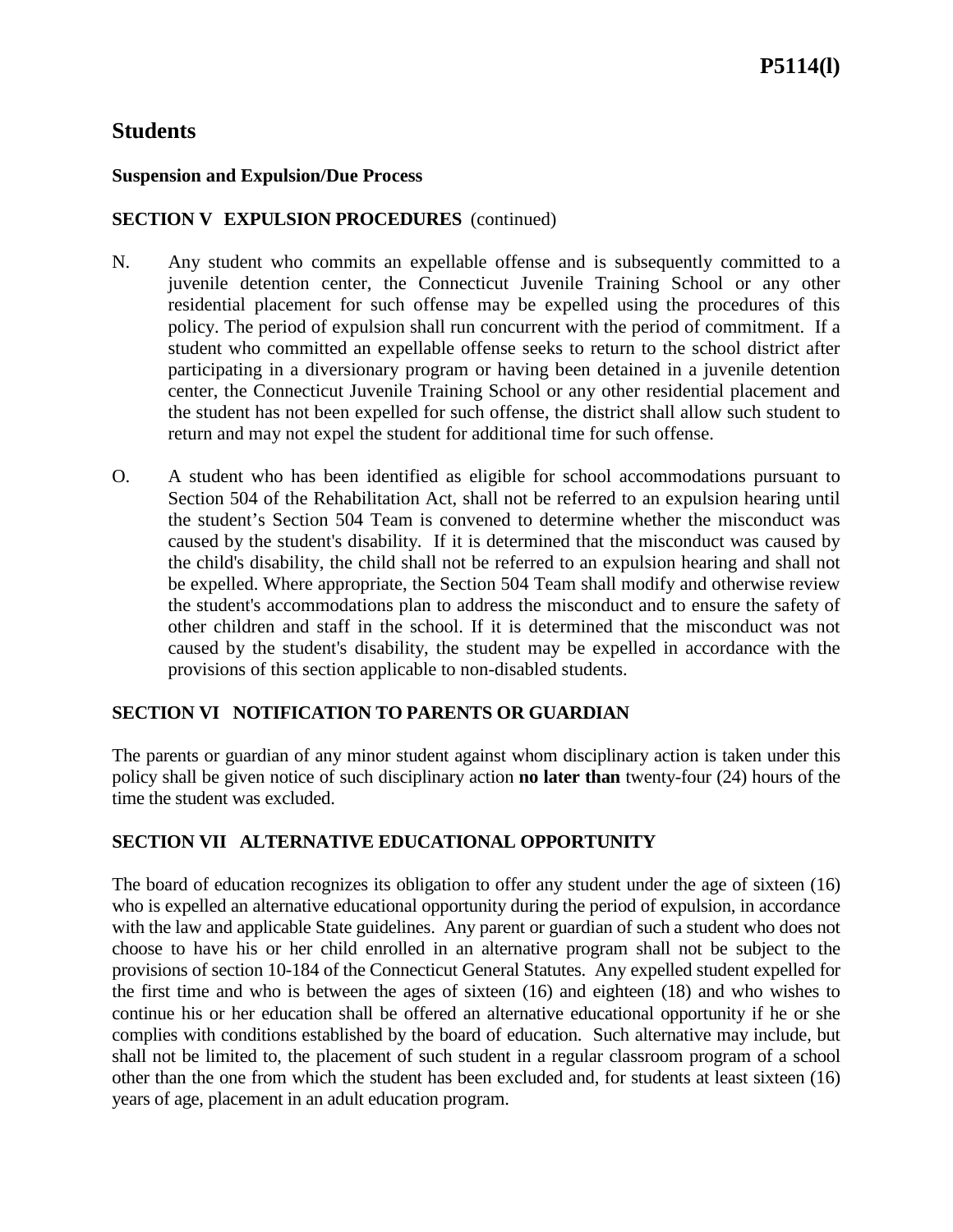# Students

### Suspension and Expulsion/Due Process

### SECTION V EXPULSION PROCEDURES (continued)

N. Any student who commits an expellable offense and is subsequently committed to a juvenile detention center, the Connecticut Juvenile Training School or any other residential placement for such offense may be expelled using the procedures of this policy. The period of expulsion shall run concurrent with the period of commitment. If a student who committed an expellable offense seeks to return to the school district after participating in a diversionary program or having been detained in a juvenile detention center, the Connecticut Juvenile Training School or any other residential placement and the student has not been expelled for such offense, the district shall allow such student to return and may not expel the student for additional time for such offense.

O. A student who has been identified as eligible for school accommodations pursuant to Section 504 of the Rehabilitation Act, shall not be referred to an expulsion hearing until the student's Section 504 Team is convened to determine whether the misconduct was caused by the student's disability. If it is determined that the misconduct was caused by the child's disability, the child shall not be referred to an expulsion hearing and shall not be expelled. Where appropriate, the Section 504 Team shall modify and otherwise review the student's accommodations plan to address the misconduct and to ensure the safety of other children and staff in the school. If it is determined that the misconduct was not caused by the student's disability, the student may be expelled in accordance with the provisions of this section applicable to non-disabled students.

### SECTION VI NOTIFICATION TO PARENTS OR GUARDIAN

The parents or guardian of any minor student against whom disciplinary action is taken under this policy shall be given notice of such disciplinary action **no later than** twenty-four (24) hours of the time the student was excluded.

### SECTION VII ALTERNATIVE EDUCATIONAL OPPORTUNITY

The board of education recognizes its obligation to offer any student under the age of sixteen (16) who is expelled an alternative educational opportunity during the period of expulsion, in accordance with the law and applicable State guidelines. Any parent or guardian of such a student who does not choose to have his or her child enrolled in an alternative program shall not be subject to the provisions of section 10-184 of the Connecticut General Statutes. Any expelled student expelled for the first time and who is between the ages of sixteen (16) and eighteen (18) and who wishes to continue his or her education shall be offered an alternative educational opportunity if he or she complies with conditions established by the board of education. Such alternative may include, but shall not be limited to, the placement of such student in a regular classroom program of a school other than the one from which the student has been excluded and, for students at least sixteen (16) years of age, placement in an adult education program.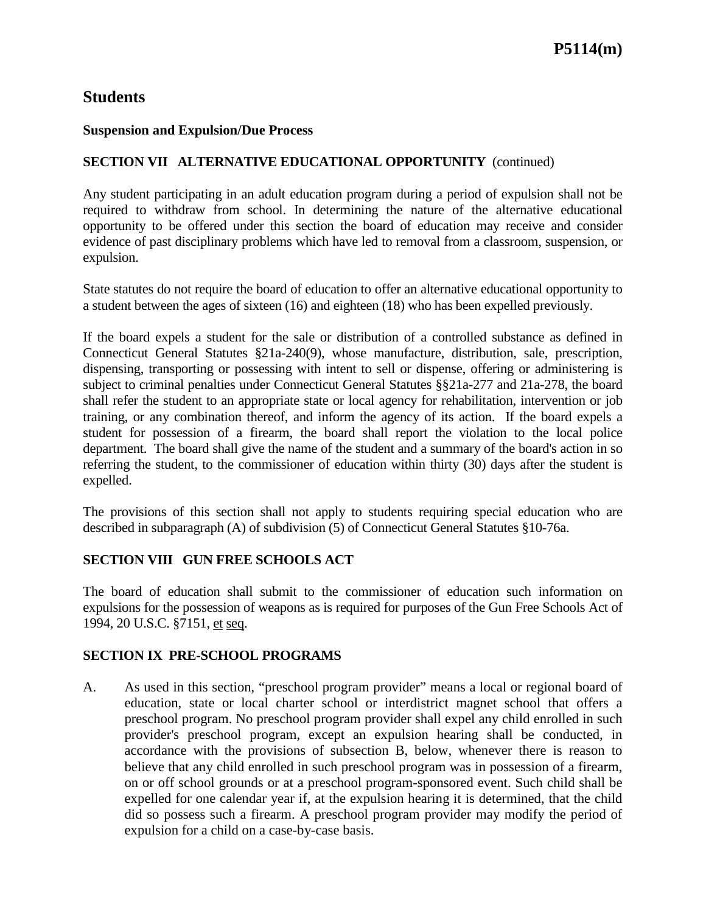## Students

### Suspension and Expulsion/Due Process

**SECTION VII ALTERNATIVE EDUCATIONAL OPPORTUNITY** (continued)

Any student participating in an adult education program during a period of expulsion shall not be required to withdraw from school. In determining the nature of the alternative educational opportunity to be offered under this section the board of education may receive and consider evidence of past disciplinary problems which have led to removal from a classroom, suspension, or expulsion.

State statutes do not require the board of education to offer an alternative educational opportunity to a student between the ages of sixteen (16) and eighteen (18) who has been expelled previously.

If the board expels a student for the sale or distribution of a controlled substance as defined in Connecticut General Statutes §21a-240(9), whose manufacture, distribution, sale, prescription, dispensing, transporting or possessing with intent to sell or dispense, offering or administering is subject to criminal penalties under Connecticut General Statutes §§21a-277 and 21a-278, the board shall refer the student to an appropriate state or local agency for rehabilitation, intervention or job training, or any combination thereof, and inform the agency of its action. If the board expels a student for possession of a firearm, the board shall report the violation to the local police department. The board shall give the name of the student and a summary of the board's action in so referring the student, to the commissioner of education within thirty (30) days after the student is expelled.

The provisions of this section shall not apply to students requiring special education who are described in subparagraph (A) of subdivision (5) of Connecticut General Statutes §10-76a.

**SECTION VIII GUN FREE SCHOOLS ACT**

The board of education shall submit to the commissioner of education such information on expulsions for the possession of weapons as is required for purposes of the Gun Free Schools Act of 1994, 20 U.S.C. §7151, et seq.

**SECTION IX PRE-SCHOOL PROGRAMS**

A. As used in this section, "preschool program provider" means a local or regional board of education, state or local charter school or interdistrict magnet school that offers a preschool program. No preschool program provider shall expel any child enrolled in such provider's preschool program, except an expulsion hearing shall be conducted, in accordance with the provisions of subsection B, below, whenever there is reason to believe that any child enrolled in such preschool program was in possession of a firearm, on or off school grounds or at a preschool program-sponsored event. Such child shall be expelled for one calendar year if, at the expulsion hearing it is determined, that the child did so possess such a firearm. A preschool program provider may modify the period of expulsion for a child on a case-by-case basis.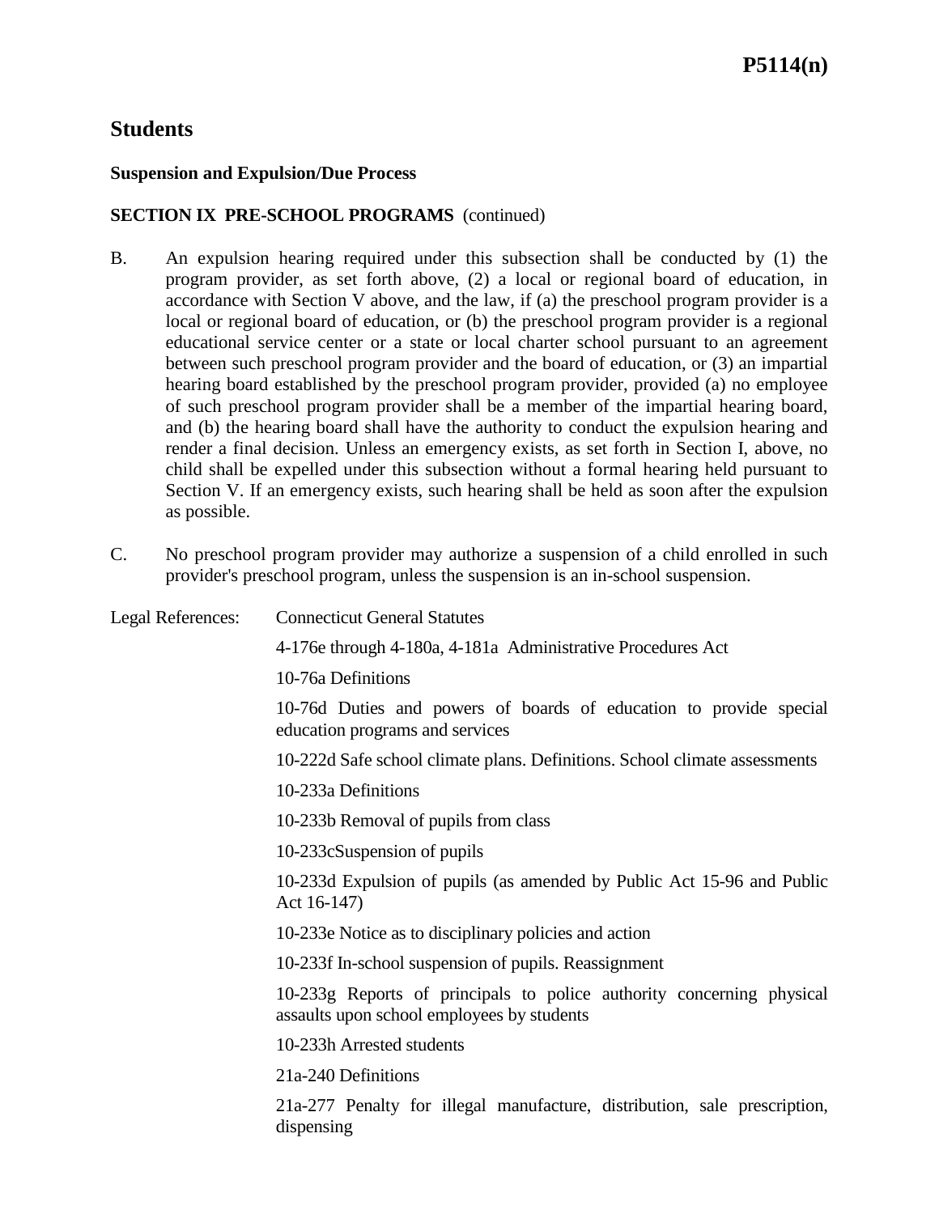# Students

### Suspension and Expulsion/Due Process

**SECTION IX PRE-SCHOOL PROGRAMS** (continued)

B. An expulsion hearing required under this subsection shall be conducted by (1) the program provider, as set forth above, (2) a local or regional board of education, in accordance with Section V above, and the law, if (a) the preschool program provider is a local or regional board of education, or (b) the preschool program provider is a regional educational service center or a state or local charter school pursuant to an agreement between such preschool program provider and the board of education, or (3) an impartial hearing board established by the preschool program provider, provided (a) no employee of such preschool program provider shall be a member of the impartial hearing board, and (b) the hearing board shall have the authority to conduct the expulsion hearing and render a final decision. Unless an emergency exists, as set forth in Section I, above, no child shall be expelled under this subsection without a formal hearing held pursuant to Section V. If an emergency exists, such hearing shall be held as soon after the expulsion as possible.

C. No preschool program provider may authorize a suspension of a child enrolled in such provider's preschool program, unless the suspension is an in-school suspension.

Legal References: Connecticut General Statutes

4-176e through 4-180a, 4-181a Administrative Procedures Act

10-76a Definitions

10-76d Duties and powers of boards of education to provide special education programs and services

10-222d Safe school climate plans. Definitions. School climate assessments

10-233a Definitions

10-233b Removal of pupils from class

10-233cSuspension of pupils

10-233d Expulsion of pupils (as amended by Public Act 15-96 and Public Act 16-147)

10-233e Notice as to disciplinary policies and action

10-233f In-school suspension of pupils. Reassignment

10-233g Reports of principals to police authority concerning physical assaults upon school employees by students

10-233h Arrested students

21a-240 Definitions

21a-277 Penalty for illegal manufacture, distribution, sale prescription, dispensing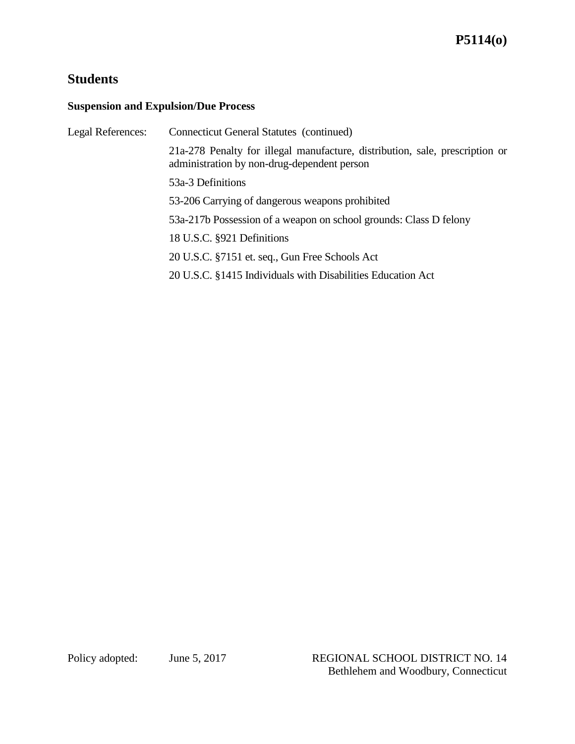# Students

## Suspension and Expulsion/Due Process

Legal References: Connecticut General Statutes (continued)

21a-278 Penalty for illegal manufacture, distribution, sale, prescription or administration by non-drug-dependent person

53a-3 Definitions

53-206 Carrying of dangerous weapons prohibited

53a-217b Possession of a weapon on school grounds: Class D felony

18 U.S.C. §921 Definitions

20 U.S.C. §7151 et. seq., Gun Free Schools Act

20 U.S.C. §1415 Individuals with Disabilities Education Act

Policy adopted: June 5, 2017

REGIONAL SCHOOL DISTRICT NO. 14
Bethlehem and Woodbury, Connecticut